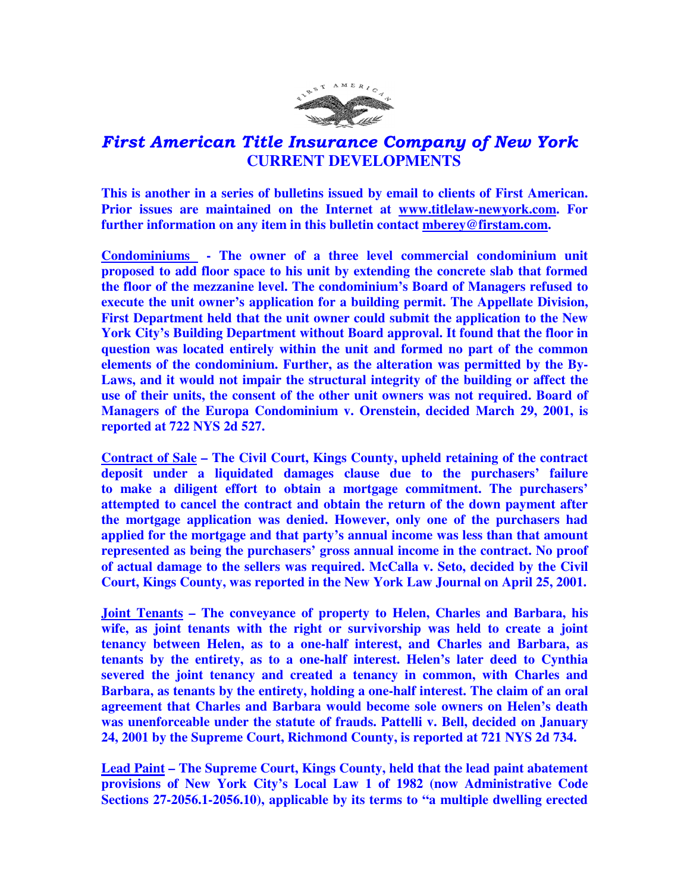# *First American Title Insurance Company of New York*

## CURRENT DEVELOPMENTS

**This is another in a series of bulletins issued by email to clients of First American. Prior issues are maintained on the Internet at www.titlelaw-newyork.com. For further information on any item in this bulletin contact mberey@firstam.com.**

**Condominiums - The owner of a three level commercial condominium unit proposed to add floor space to his unit by extending the concrete slab that formed the floor of the mezzanine level. The condominium's Board of Managers refused to execute the unit owner's application for a building permit. The Appellate Division, First Department held that the unit owner could submit the application to the New York City's Building Department without Board approval. It found that the floor in question was located entirely within the unit and formed no part of the common elements of the condominium. Further, as the alteration was permitted by the By-Laws, and it would not impair the structural integrity of the building or affect the use of their units, the consent of the other unit owners was not required. Board of Managers of the Europa Condominium v. Orenstein, decided March 29, 2001, is reported at 722 NYS 2d 527.**

**Contract of Sale – The Civil Court, Kings County, upheld retaining of the contract deposit under a liquidated damages clause due to the purchasers' failure to make a diligent effort to obtain a mortgage commitment. The purchasers' attempted to cancel the contract and obtain the return of the down payment after the mortgage application was denied. However, only one of the purchasers had applied for the mortgage and that party's annual income was less than that amount represented as being the purchasers' gross annual income in the contract. No proof of actual damage to the sellers was required. McCalla v. Seto, decided by the Civil Court, Kings County, was reported in the New York Law Journal on April 25, 2001.**

**Joint Tenants – The conveyance of property to Helen, Charles and Barbara, his wife, as joint tenants with the right or survivorship was held to create a joint tenancy between Helen, as to a one-half interest, and Charles and Barbara, as tenants by the entirety, as to a one-half interest. Helen's later deed to Cynthia severed the joint tenancy and created a tenancy in common, with Charles and Barbara, as tenants by the entirety, holding a one-half interest. The claim of an oral agreement that Charles and Barbara would become sole owners on Helen's death was unenforceable under the statute of frauds. Pattelli v. Bell, decided on January 24, 2001 by the Supreme Court, Richmond County, is reported at 721 NYS 2d 734.**

**Lead Paint – The Supreme Court, Kings County, held that the lead paint abatement provisions of New York City's Local Law 1 of 1982 (now Administrative Code Sections 27-2056.1-2056.10), applicable by its terms to "a multiple dwelling erected**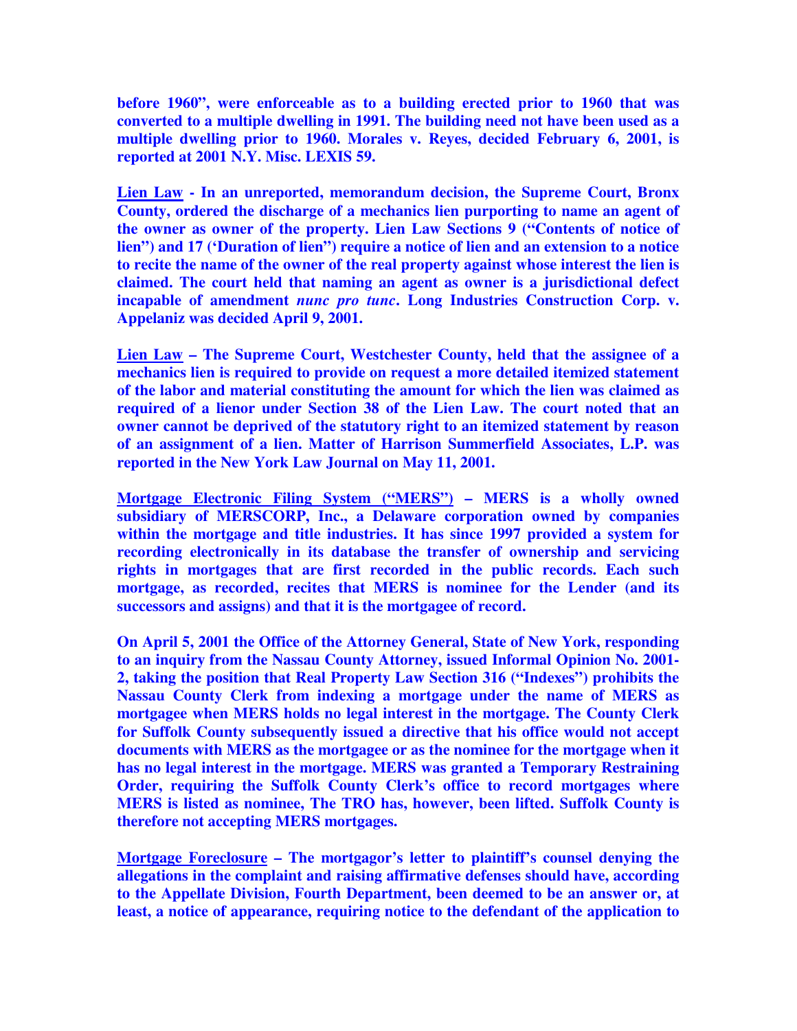**before 1960", were enforceable as to a building erected prior to 1960 that was converted to a multiple dwelling in 1991. The building need not have been used as a multiple dwelling prior to 1960. Morales v. Reyes, decided February 6, 2001, is reported at 2001 N.Y. Misc. LEXIS 59.**

**Lien Law - In an unreported, memorandum decision, the Supreme Court, Bronx County, ordered the discharge of a mechanics lien purporting to name an agent of the owner as owner of the property. Lien Law Sections 9 ("Contents of notice of lien") and 17 ('Duration of lien") require a notice of lien and an extension to a notice to recite the name of the owner of the real property against whose interest the lien is claimed. The court held that naming an agent as owner is a jurisdictional defect incapable of amendment *nunc pro tunc*. Long Industries Construction Corp. v. Appelaniz was decided April 9, 2001.**

**Lien Law – The Supreme Court, Westchester County, held that the assignee of a mechanics lien is required to provide on request a more detailed itemized statement of the labor and material constituting the amount for which the lien was claimed as required of a lienor under Section 38 of the Lien Law. The court noted that an owner cannot be deprived of the statutory right to an itemized statement by reason of an assignment of a lien. Matter of Harrison Summerfield Associates, L.P. was reported in the New York Law Journal on May 11, 2001.**

**Mortgage Electronic Filing System ("MERS") – MERS is a wholly owned subsidiary of MERSCORP, Inc., a Delaware corporation owned by companies within the mortgage and title industries. It has since 1997 provided a system for recording electronically in its database the transfer of ownership and servicing rights in mortgages that are first recorded in the public records. Each such mortgage, as recorded, recites that MERS is nominee for the Lender (and its successors and assigns) and that it is the mortgagee of record.**

**On April 5, 2001 the Office of the Attorney General, State of New York, responding to an inquiry from the Nassau County Attorney, issued Informal Opinion No. 2001-2, taking the position that Real Property Law Section 316 ("Indexes") prohibits the Nassau County Clerk from indexing a mortgage under the name of MERS as mortgagee when MERS holds no legal interest in the mortgage. The County Clerk for Suffolk County subsequently issued a directive that his office would not accept documents with MERS as the mortgagee or as the nominee for the mortgage when it has no legal interest in the mortgage. MERS was granted a Temporary Restraining Order, requiring the Suffolk County Clerk's office to record mortgages where MERS is listed as nominee, The TRO has, however, been lifted. Suffolk County is therefore not accepting MERS mortgages.**

**Mortgage Foreclosure – The mortgagor's letter to plaintiff's counsel denying the allegations in the complaint and raising affirmative defenses should have, according to the Appellate Division, Fourth Department, been deemed to be an answer or, at least, a notice of appearance, requiring notice to the defendant of the application to**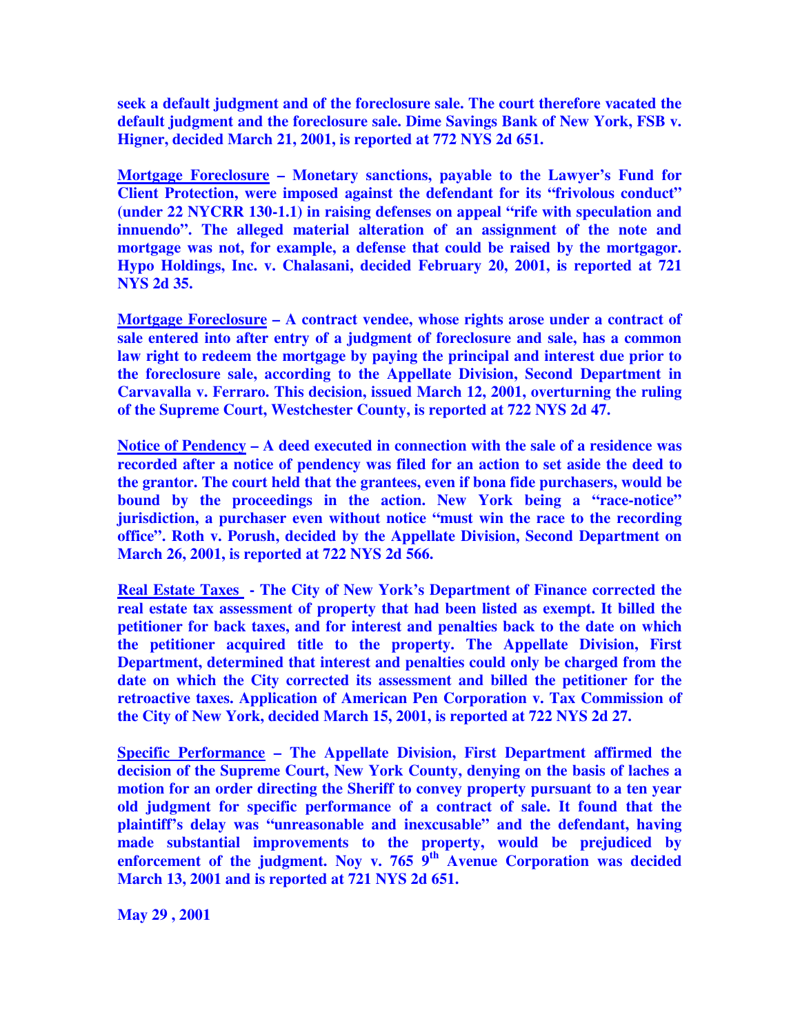**seek a default judgment and of the foreclosure sale. The court therefore vacated the default judgment and the foreclosure sale. Dime Savings Bank of New York, FSB v. Higner, decided March 21, 2001, is reported at 772 NYS 2d 651.**

**<u>Mortgage Foreclosure</u> – Monetary sanctions, payable to the Lawyer's Fund for Client Protection, were imposed against the defendant for its "frivolous conduct" (under 22 NYCRR 130-1.1) in raising defenses on appeal "rife with speculation and innuendo". The alleged material alteration of an assignment of the note and mortgage was not, for example, a defense that could be raised by the mortgagor. Hypo Holdings, Inc. v. Chalasani, decided February 20, 2001, is reported at 721 NYS 2d 35.**

**<u>Mortgage Foreclosure</u> – A contract vendee, whose rights arose under a contract of sale entered into after entry of a judgment of foreclosure and sale, has a common law right to redeem the mortgage by paying the principal and interest due prior to the foreclosure sale, according to the Appellate Division, Second Department in Carvavalla v. Ferraro. This decision, issued March 12, 2001, overturning the ruling of the Supreme Court, Westchester County, is reported at 722 NYS 2d 47.**

**<u>Notice of Pendency</u> – A deed executed in connection with the sale of a residence was recorded after a notice of pendency was filed for an action to set aside the deed to the grantor. The court held that the grantees, even if bona fide purchasers, would be bound by the proceedings in the action. New York being a "race-notice" jurisdiction, a purchaser even without notice "must win the race to the recording office". Roth v. Porush, decided by the Appellate Division, Second Department on March 26, 2001, is reported at 722 NYS 2d 566.**

**<u>Real Estate Taxes</u> - The City of New York's Department of Finance corrected the real estate tax assessment of property that had been listed as exempt. It billed the petitioner for back taxes, and for interest and penalties back to the date on which the petitioner acquired title to the property. The Appellate Division, First Department, determined that interest and penalties could only be charged from the date on which the City corrected its assessment and billed the petitioner for the retroactive taxes. Application of American Pen Corporation v. Tax Commission of the City of New York, decided March 15, 2001, is reported at 722 NYS 2d 27.**

**<u>Specific Performance</u> – The Appellate Division, First Department affirmed the decision of the Supreme Court, New York County, denying on the basis of laches a motion for an order directing the Sheriff to convey property pursuant to a ten year old judgment for specific performance of a contract of sale. It found that the plaintiff's delay was "unreasonable and inexcusable" and the defendant, having made substantial improvements to the property, would be prejudiced by enforcement of the judgment. Noy v. 765 9th Avenue Corporation was decided March 13, 2001 and is reported at 721 NYS 2d 651.**

**May 29 , 2001**